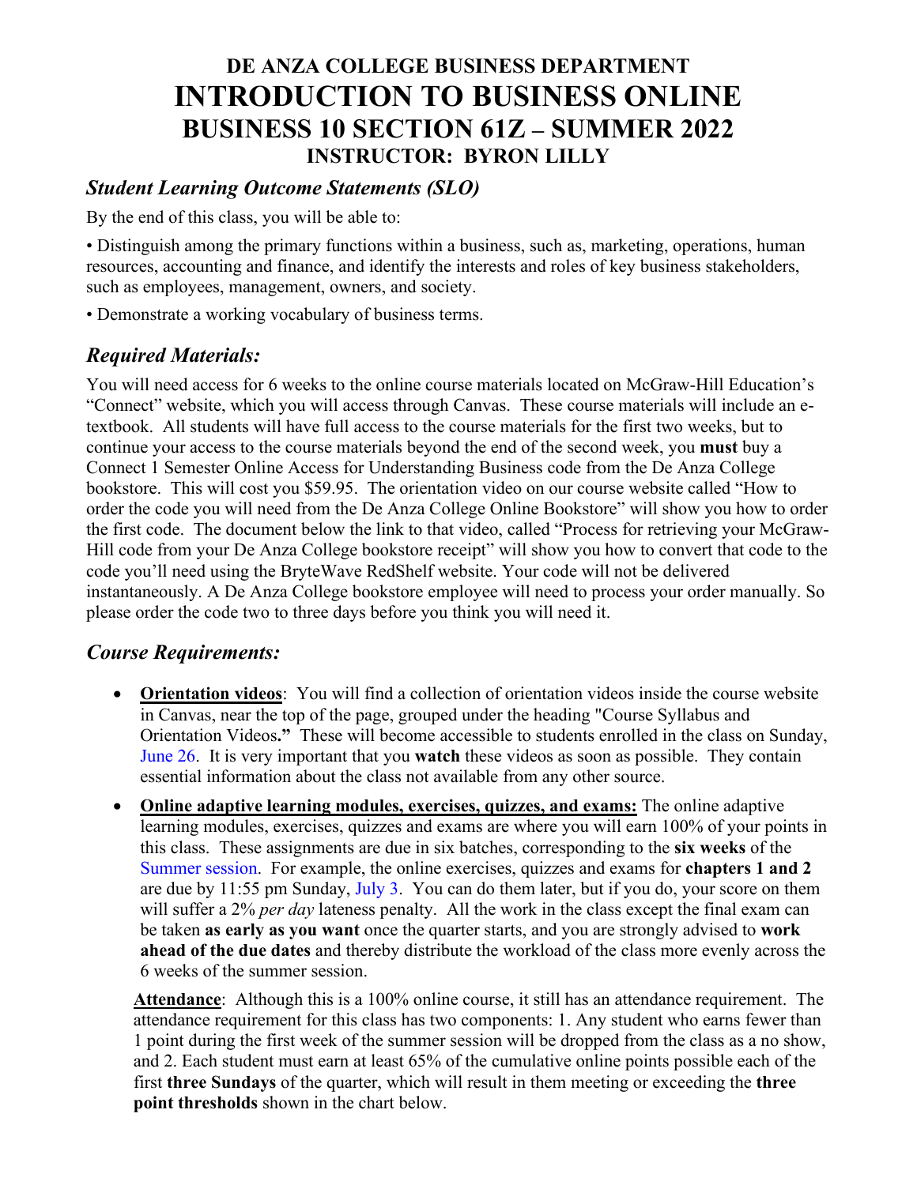# DE ANZA COLLEGE BUSINESS DEPARTMENT
# INTRODUCTION TO BUSINESS ONLINE
# BUSINESS 10 SECTION 61Z – SUMMER 2022
## INSTRUCTOR: BYRON LILLY

## *Student Learning Outcome Statements (SLO)*

By the end of this class, you will be able to:

• Distinguish among the primary functions within a business, such as, marketing, operations, human resources, accounting and finance, and identify the interests and roles of key business stakeholders, such as employees, management, owners, and society.

• Demonstrate a working vocabulary of business terms.

## *Required Materials:*

You will need access for 6 weeks to the online course materials located on McGraw-Hill Education's "Connect" website, which you will access through Canvas. These course materials will include an e-textbook. All students will have full access to the course materials for the first two weeks, but to continue your access to the course materials beyond the end of the second week, you **must** buy a Connect 1 Semester Online Access for Understanding Business code from the De Anza College bookstore. This will cost you $59.95. The orientation video on our course website called "How to order the code you will need from the De Anza College Online Bookstore" will show you how to order the first code. The document below the link to that video, called "Process for retrieving your McGraw-Hill code from your De Anza College bookstore receipt" will show you how to convert that code to the code you'll need using the BryteWave RedShelf website. Your code will not be delivered instantaneously. A De Anza College bookstore employee will need to process your order manually. So please order the code two to three days before you think you will need it.

## *Course Requirements:*

- **Orientation videos**: You will find a collection of orientation videos inside the course website in Canvas, near the top of the page, grouped under the heading "Course Syllabus and Orientation Videos**."** These will become accessible to students enrolled in the class on Sunday, June 26. It is very important that you **watch** these videos as soon as possible. They contain essential information about the class not available from any other source.

- **Online adaptive learning modules, exercises, quizzes, and exams:** The online adaptive learning modules, exercises, quizzes and exams are where you will earn 100% of your points in this class. These assignments are due in six batches, corresponding to the **six weeks** of the Summer session. For example, the online exercises, quizzes and exams for **chapters 1 and 2** are due by 11:55 pm Sunday, July 3. You can do them later, but if you do, your score on them will suffer a 2% *per day* lateness penalty. All the work in the class except the final exam can be taken **as early as you want** once the quarter starts, and you are strongly advised to **work ahead of the due dates** and thereby distribute the workload of the class more evenly across the 6 weeks of the summer session.

  **Attendance**: Although this is a 100% online course, it still has an attendance requirement. The attendance requirement for this class has two components: 1. Any student who earns fewer than 1 point during the first week of the summer session will be dropped from the class as a no show, and 2. Each student must earn at least 65% of the cumulative online points possible each of the first **three Sundays** of the quarter, which will result in them meeting or exceeding the **three point thresholds** shown in the chart below.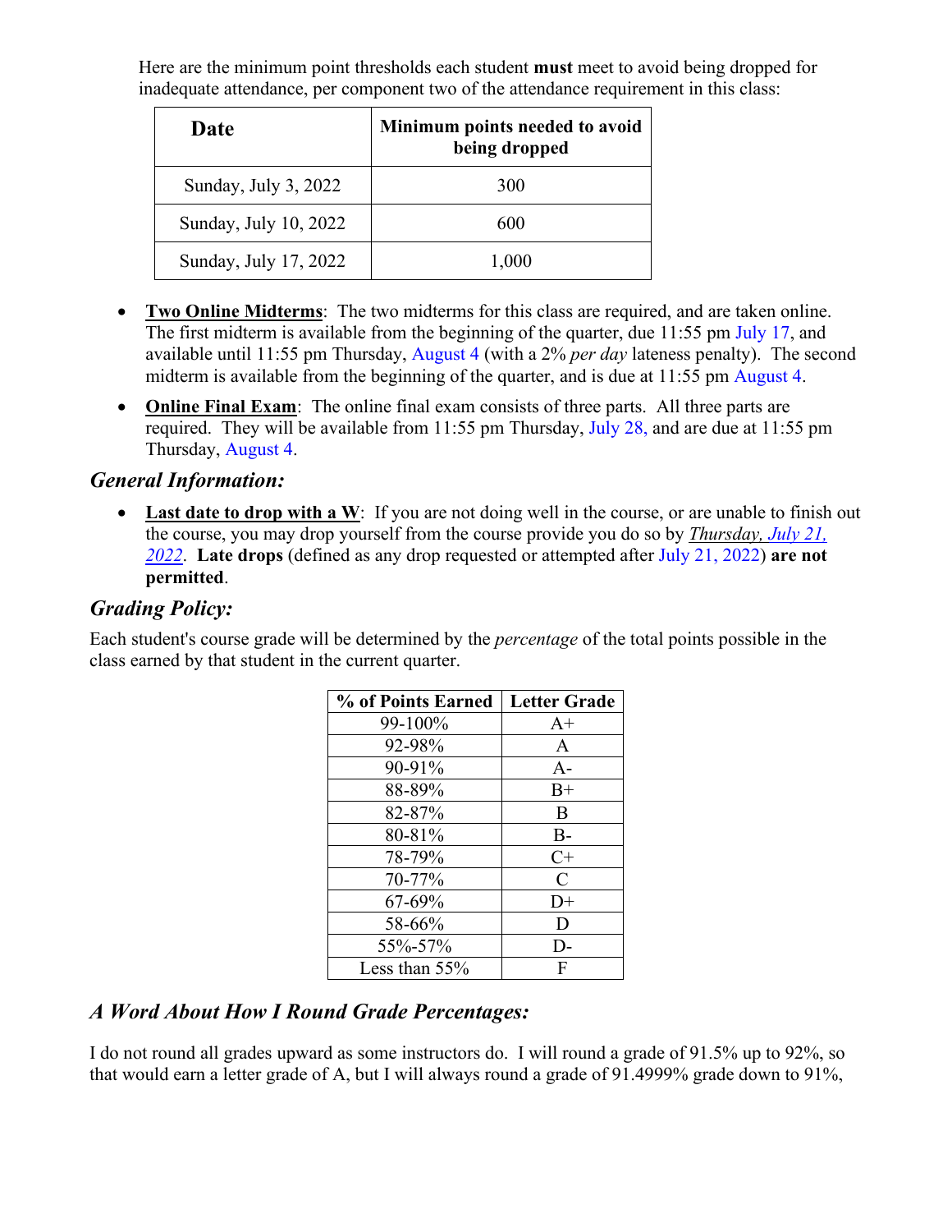Here are the minimum point thresholds each student **must** meet to avoid being dropped for inadequate attendance, per component two of the attendance requirement in this class:

| Date | Minimum points needed to avoid being dropped |
|---|---|
| Sunday, July 3, 2022 | 300 |
| Sunday, July 10, 2022 | 600 |
| Sunday, July 17, 2022 | 1,000 |

- **Two Online Midterms**: The two midterms for this class are required, and are taken online. The first midterm is available from the beginning of the quarter, due 11:55 pm July 17, and available until 11:55 pm Thursday, August 4 (with a 2% *per day* lateness penalty). The second midterm is available from the beginning of the quarter, and is due at 11:55 pm August 4.
- **Online Final Exam**: The online final exam consists of three parts. All three parts are required. They will be available from 11:55 pm Thursday, July 28, and are due at 11:55 pm Thursday, August 4.

### *General Information:*

- **Last date to drop with a W**: If you are not doing well in the course, or are unable to finish out the course, you may drop yourself from the course provide you do so by *Thursday, July 21, 2022*. **Late drops** (defined as any drop requested or attempted after July 21, 2022) **are not permitted**.

### *Grading Policy:*

Each student's course grade will be determined by the *percentage* of the total points possible in the class earned by that student in the current quarter.

| % of Points Earned | Letter Grade |
|---|---|
| 99-100% | A+ |
| 92-98% | A |
| 90-91% | A- |
| 88-89% | B+ |
| 82-87% | B |
| 80-81% | B- |
| 78-79% | C+ |
| 70-77% | C |
| 67-69% | D+ |
| 58-66% | D |
| 55%-57% | D- |
| Less than 55% | F |

### *A Word About How I Round Grade Percentages:*

I do not round all grades upward as some instructors do. I will round a grade of 91.5% up to 92%, so that would earn a letter grade of A, but I will always round a grade of 91.4999% grade down to 91%,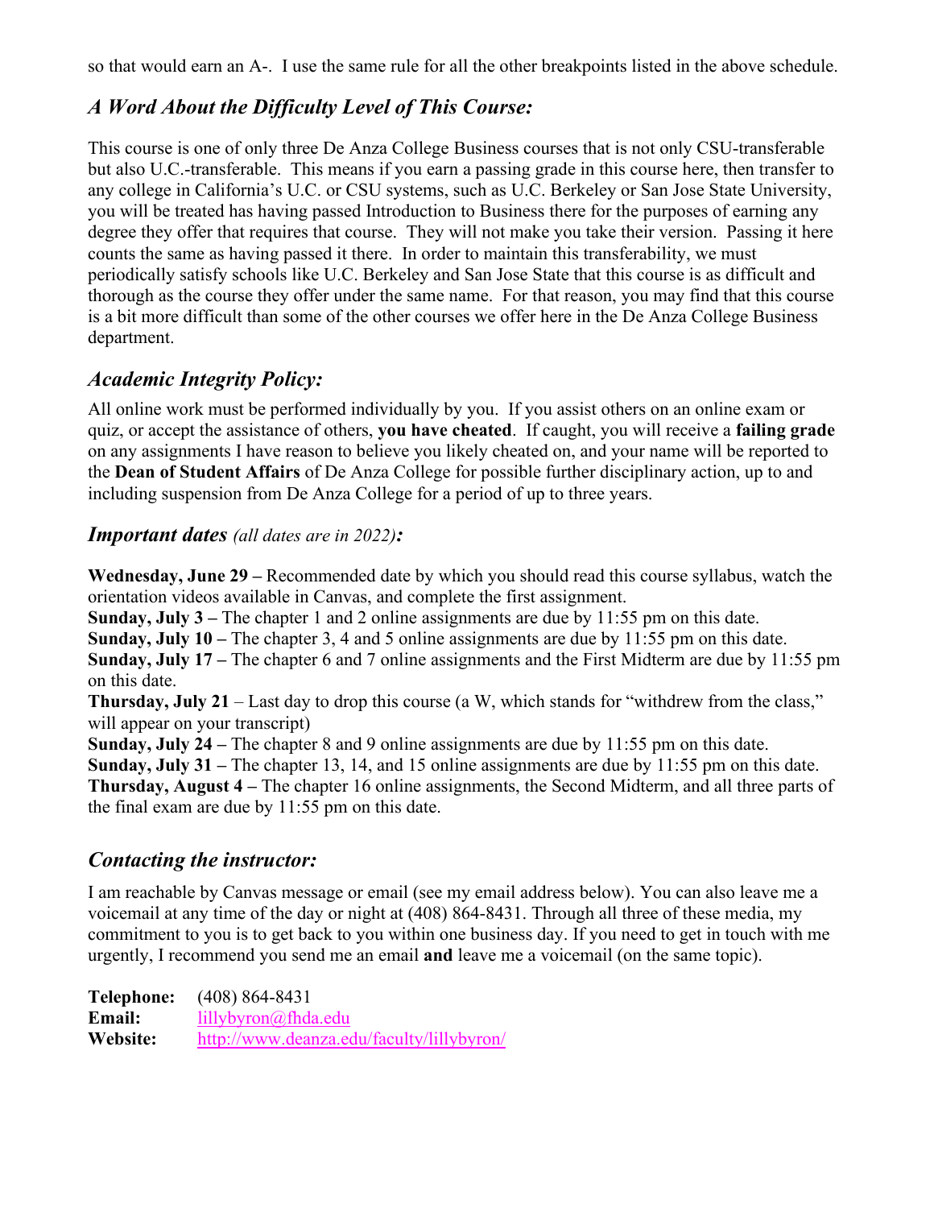so that would earn an A-. I use the same rule for all the other breakpoints listed in the above schedule.

## *A Word About the Difficulty Level of This Course:*

This course is one of only three De Anza College Business courses that is not only CSU-transferable but also U.C.-transferable. This means if you earn a passing grade in this course here, then transfer to any college in California's U.C. or CSU systems, such as U.C. Berkeley or San Jose State University, you will be treated has having passed Introduction to Business there for the purposes of earning any degree they offer that requires that course. They will not make you take their version. Passing it here counts the same as having passed it there. In order to maintain this transferability, we must periodically satisfy schools like U.C. Berkeley and San Jose State that this course is as difficult and thorough as the course they offer under the same name. For that reason, you may find that this course is a bit more difficult than some of the other courses we offer here in the De Anza College Business department.

## *Academic Integrity Policy:*

All online work must be performed individually by you. If you assist others on an online exam or quiz, or accept the assistance of others, **you have cheated**. If caught, you will receive a **failing grade** on any assignments I have reason to believe you likely cheated on, and your name will be reported to the **Dean of Student Affairs** of De Anza College for possible further disciplinary action, up to and including suspension from De Anza College for a period of up to three years.

## ***Important dates*** *(all dates are in 2022)***:**

**Wednesday, June 29 –** Recommended date by which you should read this course syllabus, watch the orientation videos available in Canvas, and complete the first assignment.
**Sunday, July 3 –** The chapter 1 and 2 online assignments are due by 11:55 pm on this date.
**Sunday, July 10 –** The chapter 3, 4 and 5 online assignments are due by 11:55 pm on this date.
**Sunday, July 17 –** The chapter 6 and 7 online assignments and the First Midterm are due by 11:55 pm on this date.
**Thursday, July 21** – Last day to drop this course (a W, which stands for "withdrew from the class," will appear on your transcript)
**Sunday, July 24 –** The chapter 8 and 9 online assignments are due by 11:55 pm on this date.
**Sunday, July 31 –** The chapter 13, 14, and 15 online assignments are due by 11:55 pm on this date.
**Thursday, August 4 –** The chapter 16 online assignments, the Second Midterm, and all three parts of the final exam are due by 11:55 pm on this date.

## *Contacting the instructor:*

I am reachable by Canvas message or email (see my email address below). You can also leave me a voicemail at any time of the day or night at (408) 864-8431. Through all three of these media, my commitment to you is to get back to you within one business day. If you need to get in touch with me urgently, I recommend you send me an email **and** leave me a voicemail (on the same topic).

**Telephone:** (408) 864-8431
**Email:** lillybyron@fhda.edu
**Website:** http://www.deanza.edu/faculty/lillybyron/